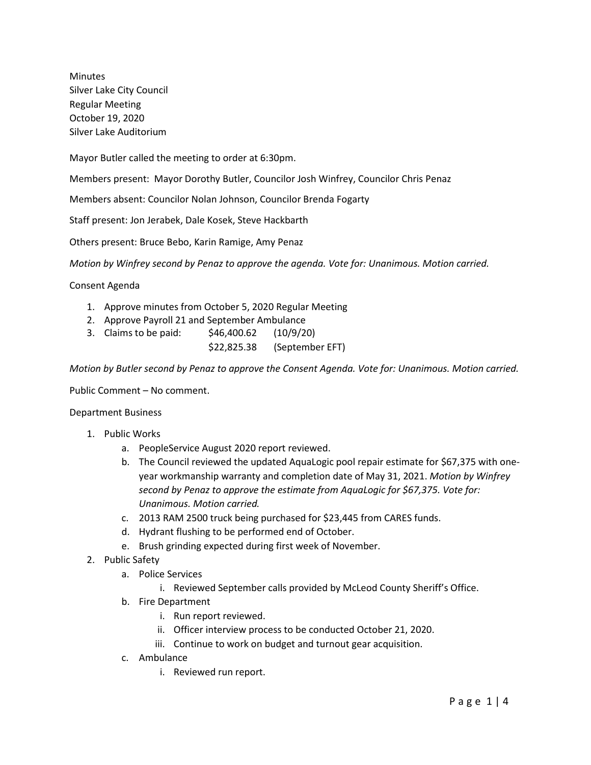Minutes
Silver Lake City Council
Regular Meeting
October 19, 2020
Silver Lake Auditorium

Mayor Butler called the meeting to order at 6:30pm.

Members present: Mayor Dorothy Butler, Councilor Josh Winfrey, Councilor Chris Penaz

Members absent: Councilor Nolan Johnson, Councilor Brenda Fogarty

Staff present: Jon Jerabek, Dale Kosek, Steve Hackbarth

Others present: Bruce Bebo, Karin Ramige, Amy Penaz

*Motion by Winfrey second by Penaz to approve the agenda. Vote for: Unanimous. Motion carried.*

Consent Agenda

1. Approve minutes from October 5, 2020 Regular Meeting
2. Approve Payroll 21 and September Ambulance
3. Claims to be paid: $46,400.62 (10/9/20)
   $22,825.38 (September EFT)

*Motion by Butler second by Penaz to approve the Consent Agenda. Vote for: Unanimous. Motion carried.*

Public Comment – No comment.

Department Business

1. Public Works
   a. PeopleService August 2020 report reviewed.
   b. The Council reviewed the updated AquaLogic pool repair estimate for $67,375 with one-year workmanship warranty and completion date of May 31, 2021. *Motion by Winfrey second by Penaz to approve the estimate from AquaLogic for $67,375. Vote for: Unanimous. Motion carried.*
   c. 2013 RAM 2500 truck being purchased for $23,445 from CARES funds.
   d. Hydrant flushing to be performed end of October.
   e. Brush grinding expected during first week of November.
2. Public Safety
   a. Police Services
      i. Reviewed September calls provided by McLeod County Sheriff's Office.
   b. Fire Department
      i. Run report reviewed.
      ii. Officer interview process to be conducted October 21, 2020.
      iii. Continue to work on budget and turnout gear acquisition.
   c. Ambulance
      i. Reviewed run report.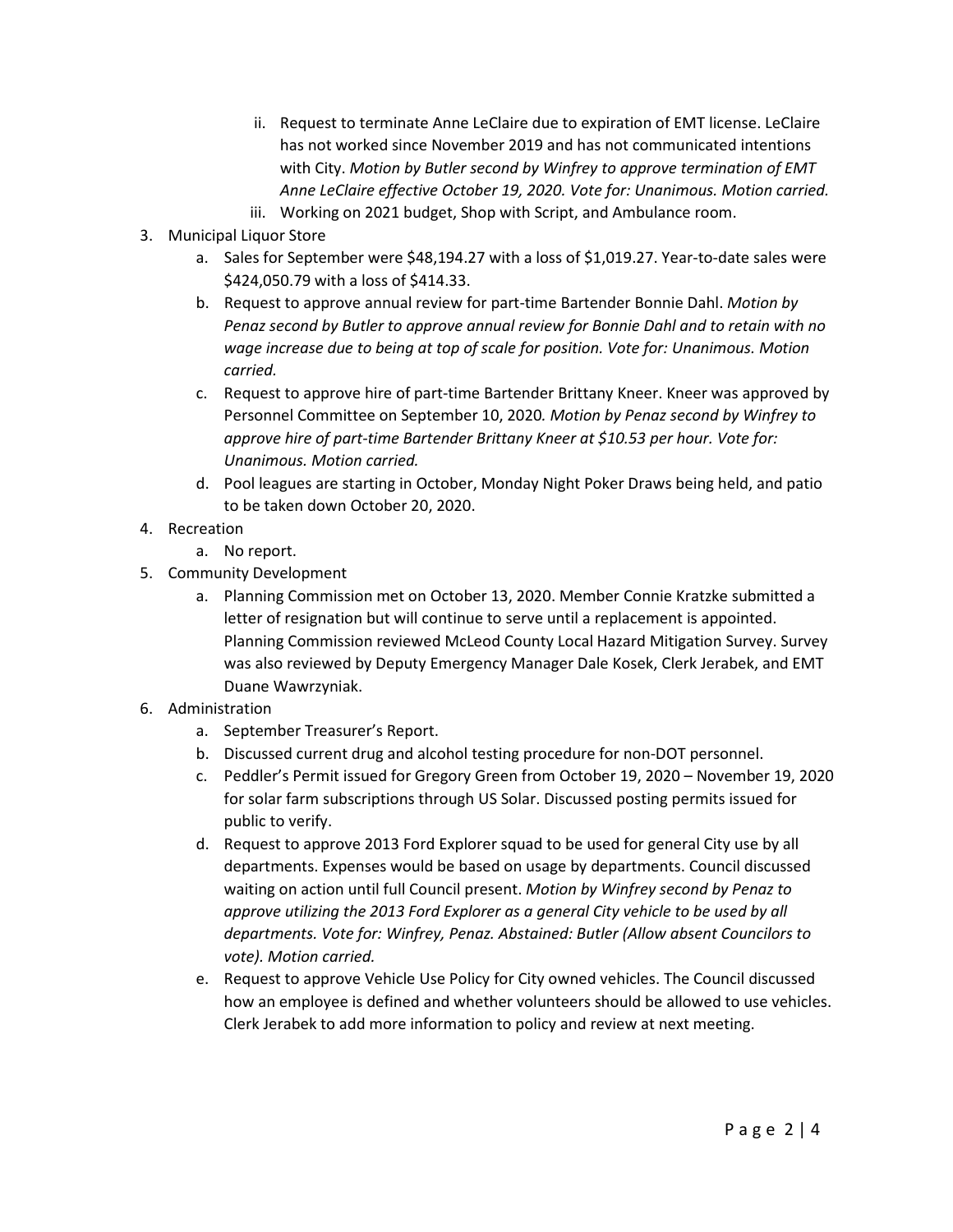ii. Request to terminate Anne LeClaire due to expiration of EMT license. LeClaire has not worked since November 2019 and has not communicated intentions with City. *Motion by Butler second by Winfrey to approve termination of EMT Anne LeClaire effective October 19, 2020. Vote for: Unanimous. Motion carried.*
   iii. Working on 2021 budget, Shop with Script, and Ambulance room.

3. Municipal Liquor Store
   a. Sales for September were $48,194.27 with a loss of $1,019.27. Year-to-date sales were $424,050.79 with a loss of $414.33.
   b. Request to approve annual review for part-time Bartender Bonnie Dahl. *Motion by Penaz second by Butler to approve annual review for Bonnie Dahl and to retain with no wage increase due to being at top of scale for position. Vote for: Unanimous. Motion carried.*
   c. Request to approve hire of part-time Bartender Brittany Kneer. Kneer was approved by Personnel Committee on September 10, 2020*. Motion by Penaz second by Winfrey to approve hire of part-time Bartender Brittany Kneer at $10.53 per hour. Vote for: Unanimous. Motion carried.*
   d. Pool leagues are starting in October, Monday Night Poker Draws being held, and patio to be taken down October 20, 2020.

4. Recreation
   a. No report.

5. Community Development
   a. Planning Commission met on October 13, 2020. Member Connie Kratzke submitted a letter of resignation but will continue to serve until a replacement is appointed. Planning Commission reviewed McLeod County Local Hazard Mitigation Survey. Survey was also reviewed by Deputy Emergency Manager Dale Kosek, Clerk Jerabek, and EMT Duane Wawrzyniak.

6. Administration
   a. September Treasurer's Report.
   b. Discussed current drug and alcohol testing procedure for non-DOT personnel.
   c. Peddler's Permit issued for Gregory Green from October 19, 2020 – November 19, 2020 for solar farm subscriptions through US Solar. Discussed posting permits issued for public to verify.
   d. Request to approve 2013 Ford Explorer squad to be used for general City use by all departments. Expenses would be based on usage by departments. Council discussed waiting on action until full Council present. *Motion by Winfrey second by Penaz to approve utilizing the 2013 Ford Explorer as a general City vehicle to be used by all departments. Vote for: Winfrey, Penaz. Abstained: Butler (Allow absent Councilors to vote). Motion carried.*
   e. Request to approve Vehicle Use Policy for City owned vehicles. The Council discussed how an employee is defined and whether volunteers should be allowed to use vehicles. Clerk Jerabek to add more information to policy and review at next meeting.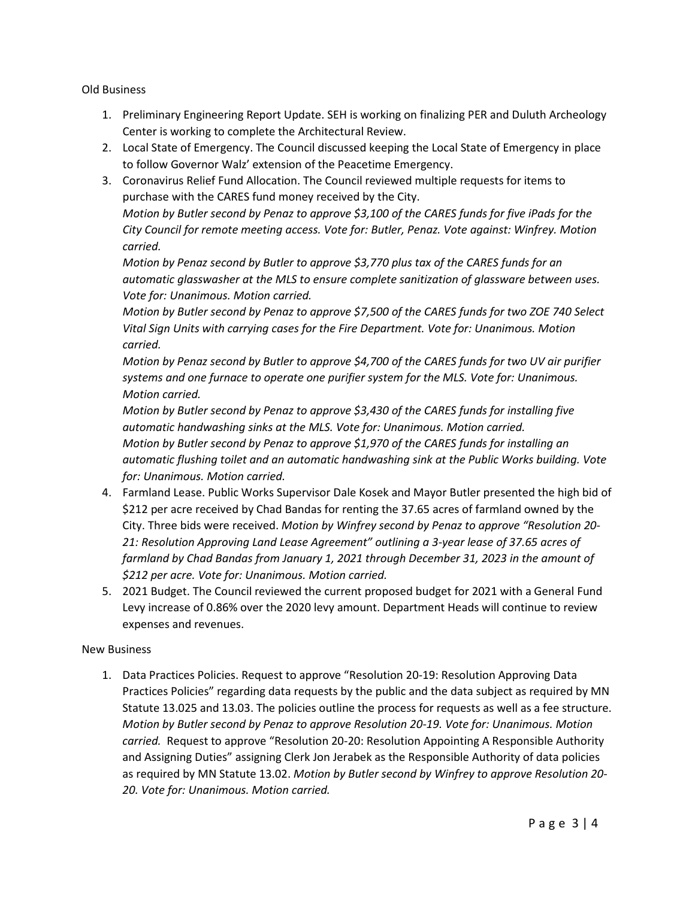Old Business

1. Preliminary Engineering Report Update. SEH is working on finalizing PER and Duluth Archeology Center is working to complete the Architectural Review.
2. Local State of Emergency. The Council discussed keeping the Local State of Emergency in place to follow Governor Walz' extension of the Peacetime Emergency.
3. Coronavirus Relief Fund Allocation. The Council reviewed multiple requests for items to purchase with the CARES fund money received by the City.
   *Motion by Butler second by Penaz to approve $3,100 of the CARES funds for five iPads for the City Council for remote meeting access. Vote for: Butler, Penaz. Vote against: Winfrey. Motion carried.*
   *Motion by Penaz second by Butler to approve $3,770 plus tax of the CARES funds for an automatic glasswasher at the MLS to ensure complete sanitization of glassware between uses. Vote for: Unanimous. Motion carried.*
   *Motion by Butler second by Penaz to approve $7,500 of the CARES funds for two ZOE 740 Select Vital Sign Units with carrying cases for the Fire Department. Vote for: Unanimous. Motion carried.*
   *Motion by Penaz second by Butler to approve $4,700 of the CARES funds for two UV air purifier systems and one furnace to operate one purifier system for the MLS. Vote for: Unanimous. Motion carried.*
   *Motion by Butler second by Penaz to approve $3,430 of the CARES funds for installing five automatic handwashing sinks at the MLS. Vote for: Unanimous. Motion carried.*
   *Motion by Butler second by Penaz to approve $1,970 of the CARES funds for installing an automatic flushing toilet and an automatic handwashing sink at the Public Works building. Vote for: Unanimous. Motion carried.*
4. Farmland Lease. Public Works Supervisor Dale Kosek and Mayor Butler presented the high bid of $212 per acre received by Chad Bandas for renting the 37.65 acres of farmland owned by the City. Three bids were received. *Motion by Winfrey second by Penaz to approve "Resolution 20-21: Resolution Approving Land Lease Agreement" outlining a 3-year lease of 37.65 acres of farmland by Chad Bandas from January 1, 2021 through December 31, 2023 in the amount of $212 per acre. Vote for: Unanimous. Motion carried.*
5. 2021 Budget. The Council reviewed the current proposed budget for 2021 with a General Fund Levy increase of 0.86% over the 2020 levy amount. Department Heads will continue to review expenses and revenues.

New Business

1. Data Practices Policies. Request to approve "Resolution 20-19: Resolution Approving Data Practices Policies" regarding data requests by the public and the data subject as required by MN Statute 13.025 and 13.03. The policies outline the process for requests as well as a fee structure. *Motion by Butler second by Penaz to approve Resolution 20-19. Vote for: Unanimous. Motion carried.* Request to approve "Resolution 20-20: Resolution Appointing A Responsible Authority and Assigning Duties" assigning Clerk Jon Jerabek as the Responsible Authority of data policies as required by MN Statute 13.02. *Motion by Butler second by Winfrey to approve Resolution 20-20. Vote for: Unanimous. Motion carried.*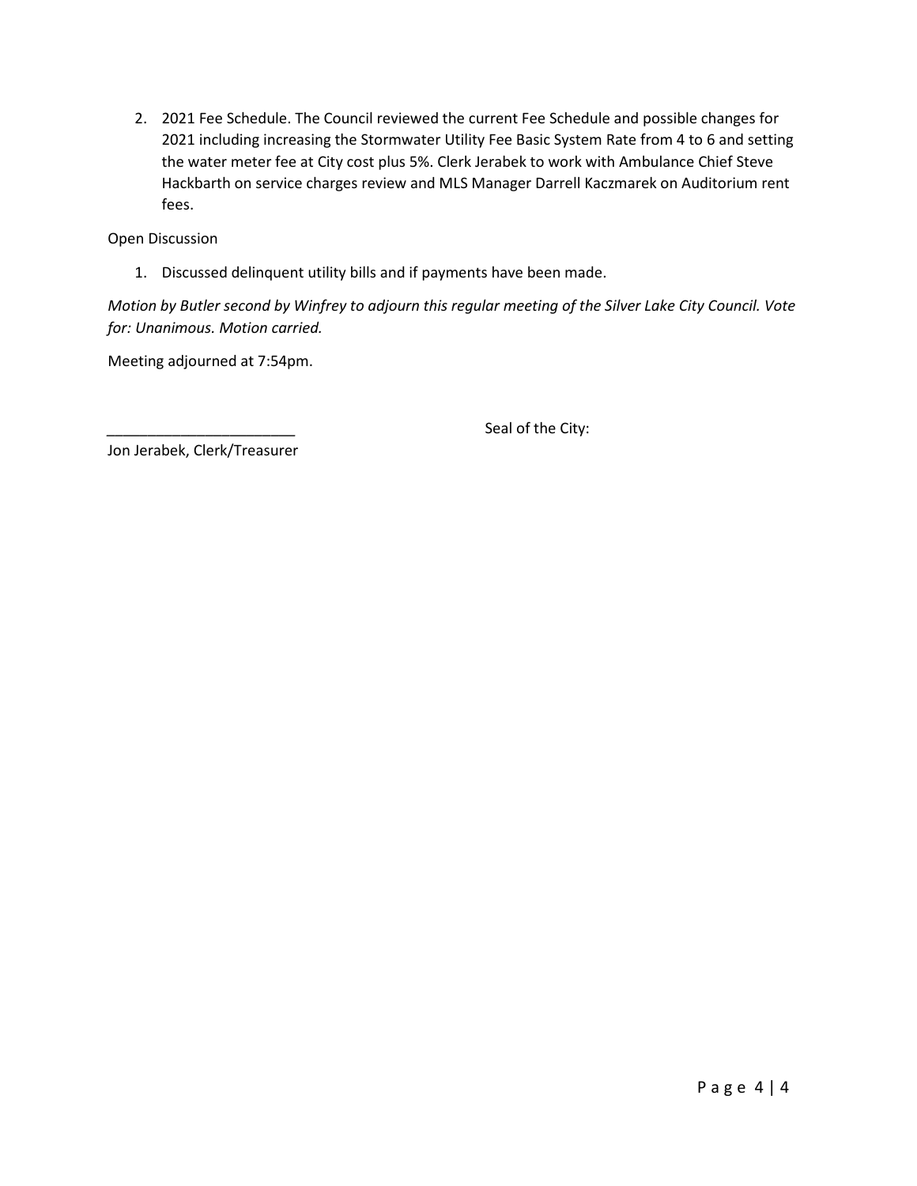2. 2021 Fee Schedule. The Council reviewed the current Fee Schedule and possible changes for 2021 including increasing the Stormwater Utility Fee Basic System Rate from 4 to 6 and setting the water meter fee at City cost plus 5%. Clerk Jerabek to work with Ambulance Chief Steve Hackbarth on service charges review and MLS Manager Darrell Kaczmarek on Auditorium rent fees.

Open Discussion

1. Discussed delinquent utility bills and if payments have been made.

*Motion by Butler second by Winfrey to adjourn this regular meeting of the Silver Lake City Council. Vote for: Unanimous. Motion carried.*

Meeting adjourned at 7:54pm.

_______________________ Seal of the City:

Jon Jerabek, Clerk/Treasurer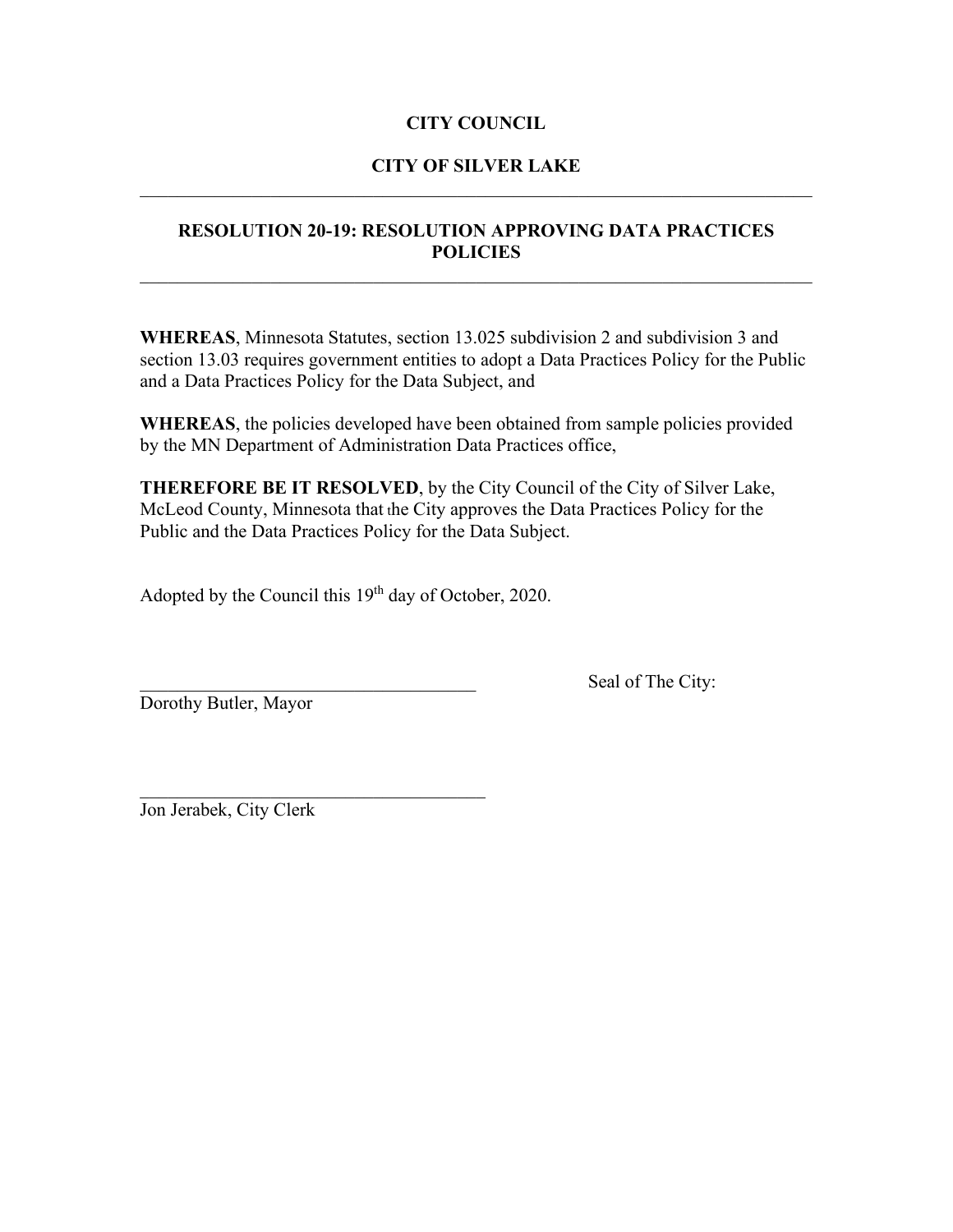**CITY COUNCIL**

**CITY OF SILVER LAKE**

---

**RESOLUTION 20-19: RESOLUTION APPROVING DATA PRACTICES POLICIES**

---

**WHEREAS**, Minnesota Statutes, section 13.025 subdivision 2 and subdivision 3 and section 13.03 requires government entities to adopt a Data Practices Policy for the Public and a Data Practices Policy for the Data Subject, and

**WHEREAS**, the policies developed have been obtained from sample policies provided by the MN Department of Administration Data Practices office,

**THEREFORE BE IT RESOLVED**, by the City Council of the City of Silver Lake, McLeod County, Minnesota that the City approves the Data Practices Policy for the Public and the Data Practices Policy for the Data Subject.

Adopted by the Council this 19th day of October, 2020.

_____________________________________ Seal of The City:

Dorothy Butler, Mayor

_____________________________________

Jon Jerabek, City Clerk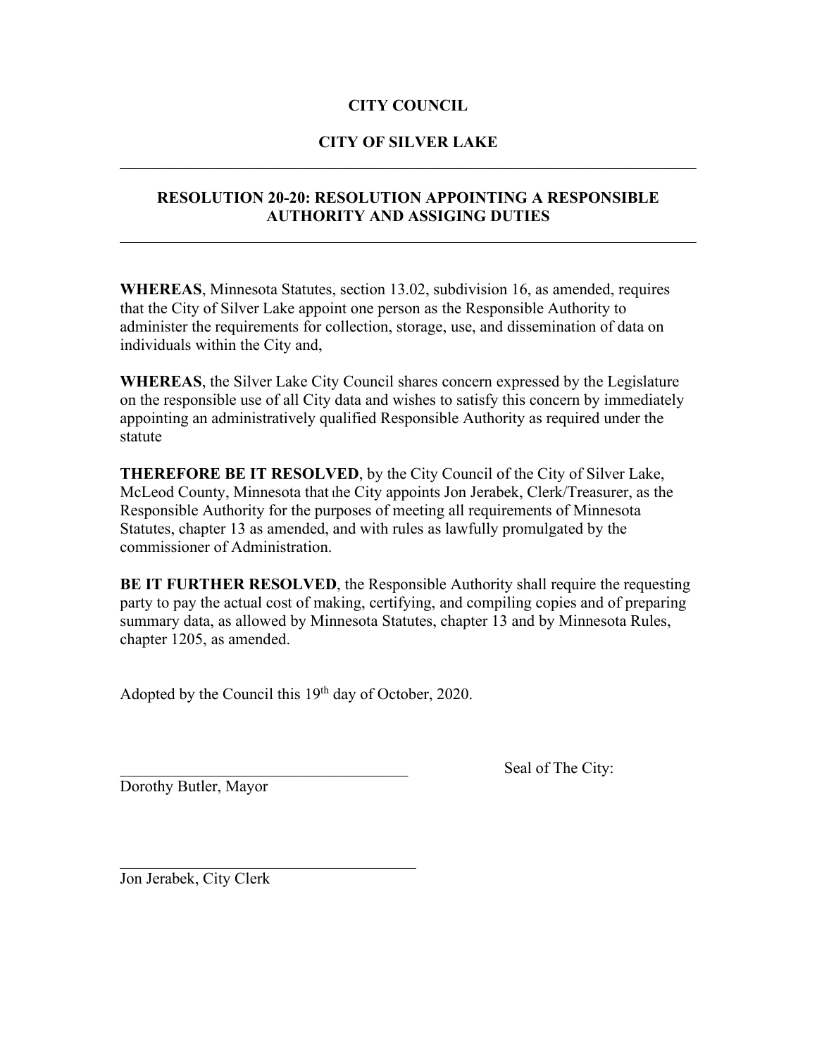**CITY COUNCIL**

**CITY OF SILVER LAKE**

---

## RESOLUTION 20-20: RESOLUTION APPOINTING A RESPONSIBLE AUTHORITY AND ASSIGING DUTIES

---

**WHEREAS**, Minnesota Statutes, section 13.02, subdivision 16, as amended, requires that the City of Silver Lake appoint one person as the Responsible Authority to administer the requirements for collection, storage, use, and dissemination of data on individuals within the City and,

**WHEREAS**, the Silver Lake City Council shares concern expressed by the Legislature on the responsible use of all City data and wishes to satisfy this concern by immediately appointing an administratively qualified Responsible Authority as required under the statute

**THEREFORE BE IT RESOLVED**, by the City Council of the City of Silver Lake, McLeod County, Minnesota that the City appoints Jon Jerabek, Clerk/Treasurer, as the Responsible Authority for the purposes of meeting all requirements of Minnesota Statutes, chapter 13 as amended, and with rules as lawfully promulgated by the commissioner of Administration.

**BE IT FURTHER RESOLVED**, the Responsible Authority shall require the requesting party to pay the actual cost of making, certifying, and compiling copies and of preparing summary data, as allowed by Minnesota Statutes, chapter 13 and by Minnesota Rules, chapter 1205, as amended.

Adopted by the Council this 19th day of October, 2020.

_____________________________________ Seal of The City:

Dorothy Butler, Mayor

_____________________________________

Jon Jerabek, City Clerk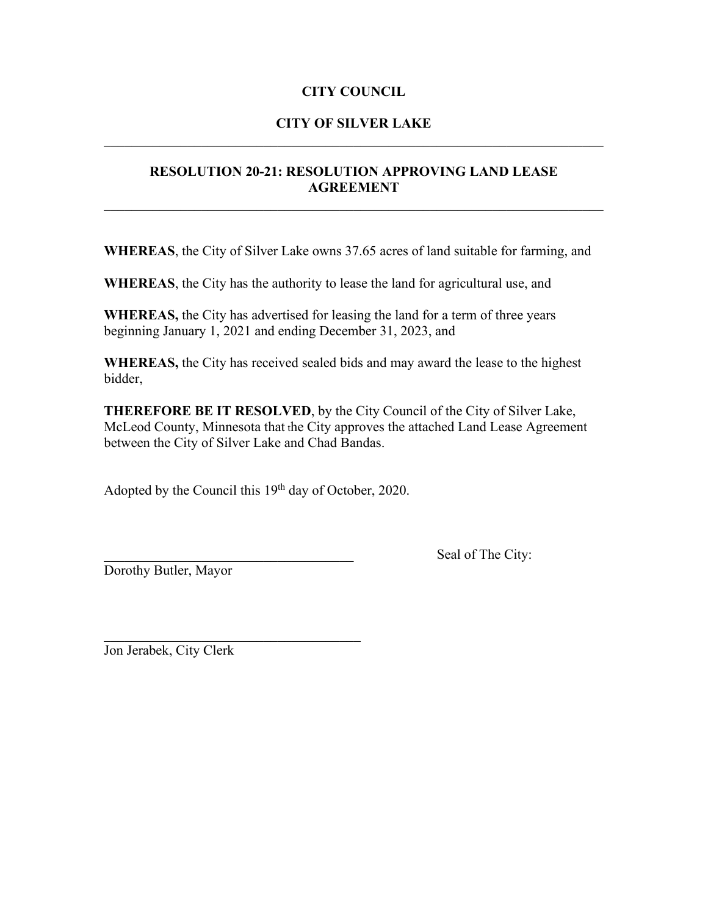**CITY COUNCIL**

**CITY OF SILVER LAKE**

---

## RESOLUTION 20-21: RESOLUTION APPROVING LAND LEASE AGREEMENT

---

**WHEREAS**, the City of Silver Lake owns 37.65 acres of land suitable for farming, and

**WHEREAS**, the City has the authority to lease the land for agricultural use, and

**WHEREAS,** the City has advertised for leasing the land for a term of three years beginning January 1, 2021 and ending December 31, 2023, and

**WHEREAS,** the City has received sealed bids and may award the lease to the highest bidder,

**THEREFORE BE IT RESOLVED**, by the City Council of the City of Silver Lake, McLeod County, Minnesota that the City approves the attached Land Lease Agreement between the City of Silver Lake and Chad Bandas.

Adopted by the Council this 19th day of October, 2020.

_____________________________________

Dorothy Butler, Mayor

Seal of The City:

_____________________________________

Jon Jerabek, City Clerk